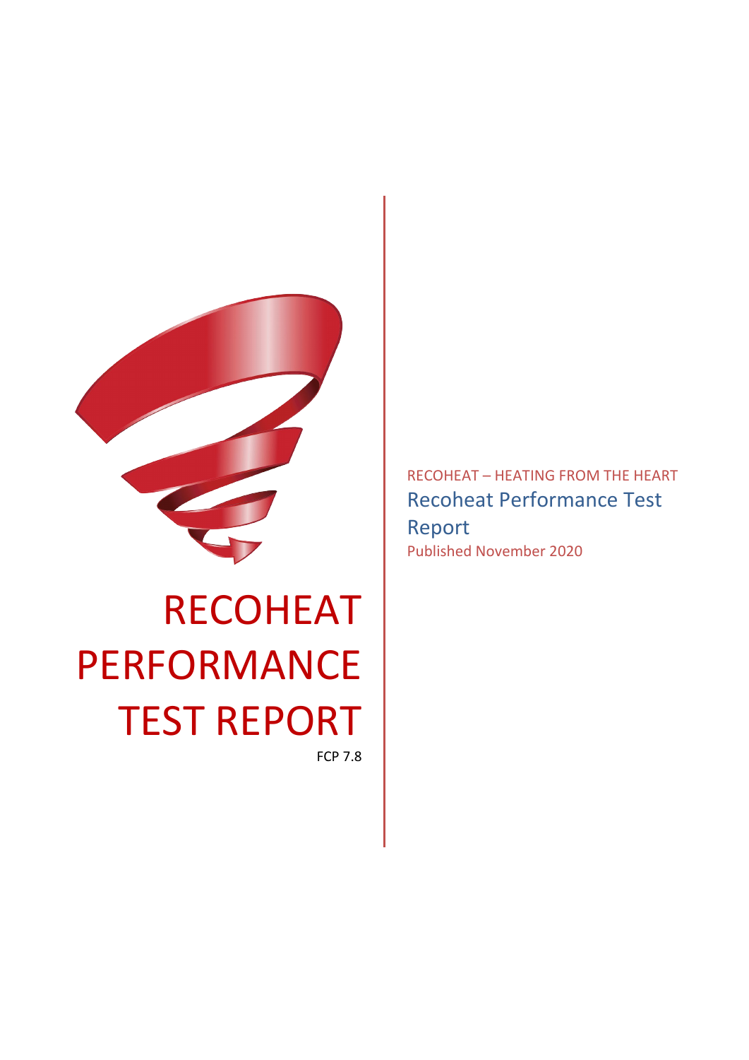# RECOHEAT PERFORMANCE TEST REPORT

FCP 7.8

RECOHEAT – HEATING FROM THE HEART

## Recoheat Performance Test Report

Published November 2020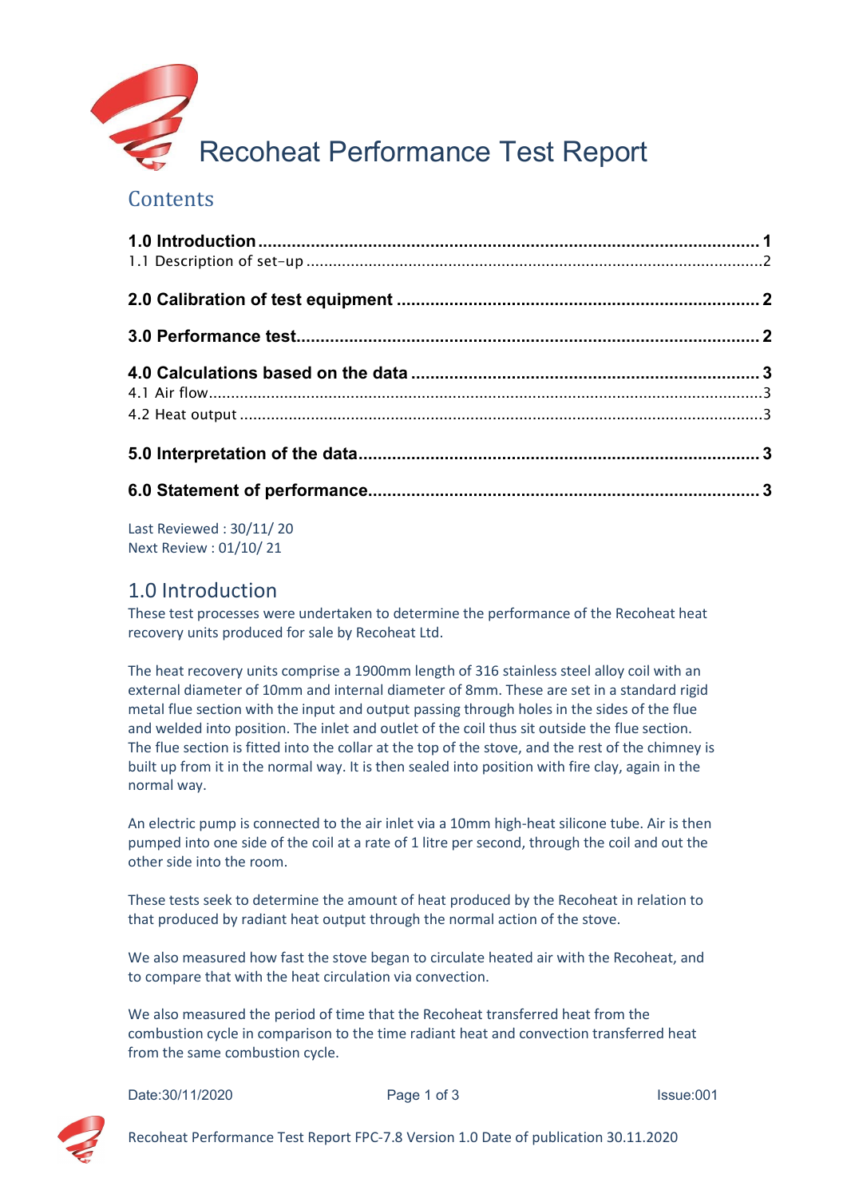# Recoheat Performance Test Report

## Contents

**1.0 Introduction** .......... **1**
1.1 Description of set-up .......... 2

**2.0 Calibration of test equipment** .......... **2**

**3.0 Performance test** .......... **2**

**4.0 Calculations based on the data** .......... **3**
4.1 Air flow .......... 3
4.2 Heat output .......... 3

**5.0 Interpretation of the data** .......... **3**

**6.0 Statement of performance** .......... **3**

Last Reviewed : 30/11/ 20
Next Review : 01/10/ 21

## 1.0 Introduction

These test processes were undertaken to determine the performance of the Recoheat heat recovery units produced for sale by Recoheat Ltd.

The heat recovery units comprise a 1900mm length of 316 stainless steel alloy coil with an external diameter of 10mm and internal diameter of 8mm. These are set in a standard rigid metal flue section with the input and output passing through holes in the sides of the flue and welded into position. The inlet and outlet of the coil thus sit outside the flue section. The flue section is fitted into the collar at the top of the stove, and the rest of the chimney is built up from it in the normal way. It is then sealed into position with fire clay, again in the normal way.

An electric pump is connected to the air inlet via a 10mm high-heat silicone tube. Air is then pumped into one side of the coil at a rate of 1 litre per second, through the coil and out the other side into the room.

These tests seek to determine the amount of heat produced by the Recoheat in relation to that produced by radiant heat output through the normal action of the stove.

We also measured how fast the stove began to circulate heated air with the Recoheat, and to compare that with the heat circulation via convection.

We also measured the period of time that the Recoheat transferred heat from the combustion cycle in comparison to the time radiant heat and convection transferred heat from the same combustion cycle.

Date:30/11/2020 Issue:001

Recoheat Performance Test Report FPC-7.8 Version 1.0 Date of publication 30.11.2020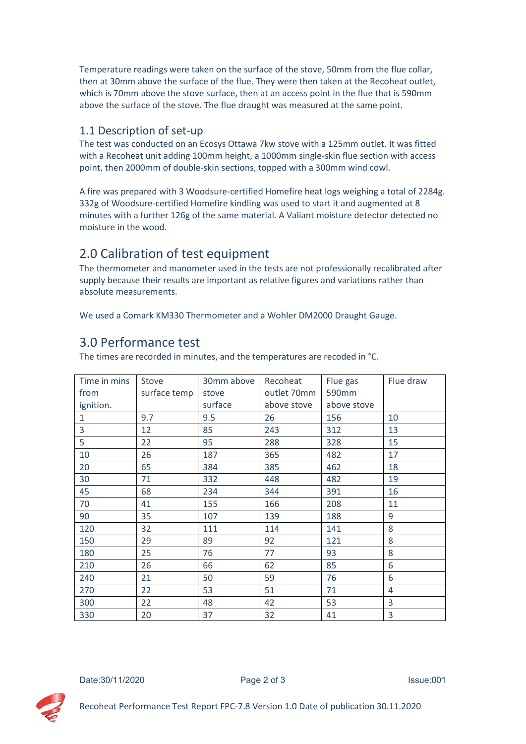Temperature readings were taken on the surface of the stove, 50mm from the flue collar, then at 30mm above the surface of the flue. They were then taken at the Recoheat outlet, which is 70mm above the stove surface, then at an access point in the flue that is 590mm above the surface of the stove. The flue draught was measured at the same point.

## 1.1 Description of set-up

The test was conducted on an Ecosys Ottawa 7kw stove with a 125mm outlet. It was fitted with a Recoheat unit adding 100mm height, a 1000mm single-skin flue section with access point, then 2000mm of double-skin sections, topped with a 300mm wind cowl.

A fire was prepared with 3 Woodsure-certified Homefire heat logs weighing a total of 2284g. 332g of Woodsure-certified Homefire kindling was used to start it and augmented at 8 minutes with a further 126g of the same material. A Valiant moisture detector detected no moisture in the wood.

# 2.0 Calibration of test equipment

The thermometer and manometer used in the tests are not professionally recalibrated after supply because their results are important as relative figures and variations rather than absolute measurements.

We used a Comark KM330 Thermometer and a Wohler DM2000 Draught Gauge.

# 3.0 Performance test

The times are recorded in minutes, and the temperatures are recoded in °C.

| Time in mins from ignition. | Stove surface temp | 30mm above stove surface | Recoheat outlet 70mm above stove | Flue gas 590mm above stove | Flue draw |
|---|---|---|---|---|---|
| 1 | 9.7 | 9.5 | 26 | 156 | 10 |
| 3 | 12 | 85 | 243 | 312 | 13 |
| 5 | 22 | 95 | 288 | 328 | 15 |
| 10 | 26 | 187 | 365 | 482 | 17 |
| 20 | 65 | 384 | 385 | 462 | 18 |
| 30 | 71 | 332 | 448 | 482 | 19 |
| 45 | 68 | 234 | 344 | 391 | 16 |
| 70 | 41 | 155 | 166 | 208 | 11 |
| 90 | 35 | 107 | 139 | 188 | 9 |
| 120 | 32 | 111 | 114 | 141 | 8 |
| 150 | 29 | 89 | 92 | 121 | 8 |
| 180 | 25 | 76 | 77 | 93 | 8 |
| 210 | 26 | 66 | 62 | 85 | 6 |
| 240 | 21 | 50 | 59 | 76 | 6 |
| 270 | 22 | 53 | 51 | 71 | 4 |
| 300 | 22 | 48 | 42 | 53 | 3 |
| 330 | 20 | 37 | 32 | 41 | 3 |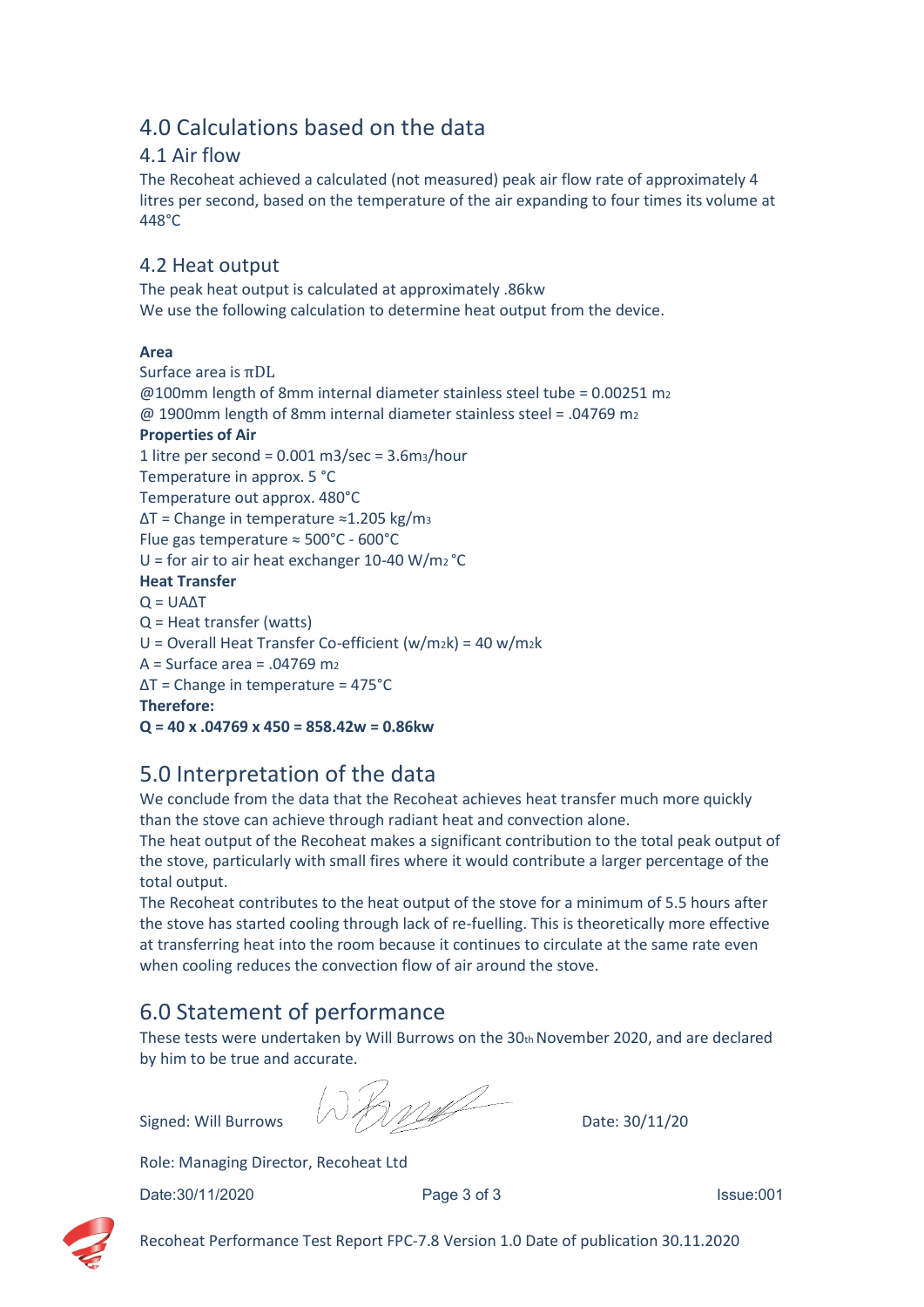## 4.0 Calculations based on the data

### 4.1 Air flow

The Recoheat achieved a calculated (not measured) peak air flow rate of approximately 4 litres per second, based on the temperature of the air expanding to four times its volume at 448°C

### 4.2 Heat output

The peak heat output is calculated at approximately .86kw

We use the following calculation to determine heat output from the device.

**Area**

Surface area is $\pi DL$

@100mm length of 8mm internal diameter stainless steel tube = 0.00251 $m_2$

@ 1900mm length of 8mm internal diameter stainless steel = .04769 $m_2$

**Properties of Air**

1 litre per second = 0.001 m3/sec = 3.6$m_3$/hour

Temperature in approx. 5 °C

Temperature out approx. 480°C

$\Delta T$ = Change in temperature ≈1.205 kg/$m_3$

Flue gas temperature ≈ 500°C - 600°C

U = for air to air heat exchanger 10-40 W/$m_2$ °C

**Heat Transfer**

$Q = UA\Delta T$

Q = Heat transfer (watts)

U = Overall Heat Transfer Co-efficient (w/$m_2$k) = 40 w/$m_2$k

A = Surface area = .04769 $m_2$

$\Delta T$ = Change in temperature = 475°C

**Therefore:**

**Q = 40 x .04769 x 450 = 858.42w = 0.86kw**

## 5.0 Interpretation of the data

We conclude from the data that the Recoheat achieves heat transfer much more quickly than the stove can achieve through radiant heat and convection alone.

The heat output of the Recoheat makes a significant contribution to the total peak output of the stove, particularly with small fires where it would contribute a larger percentage of the total output.

The Recoheat contributes to the heat output of the stove for a minimum of 5.5 hours after the stove has started cooling through lack of re-fuelling. This is theoretically more effective at transferring heat into the room because it continues to circulate at the same rate even when cooling reduces the convection flow of air around the stove.

## 6.0 Statement of performance

These tests were undertaken by Will Burrows on the 30th November 2020, and are declared by him to be true and accurate.

Signed: Will Burrows

Date: 30/11/20

Role: Managing Director, Recoheat Ltd